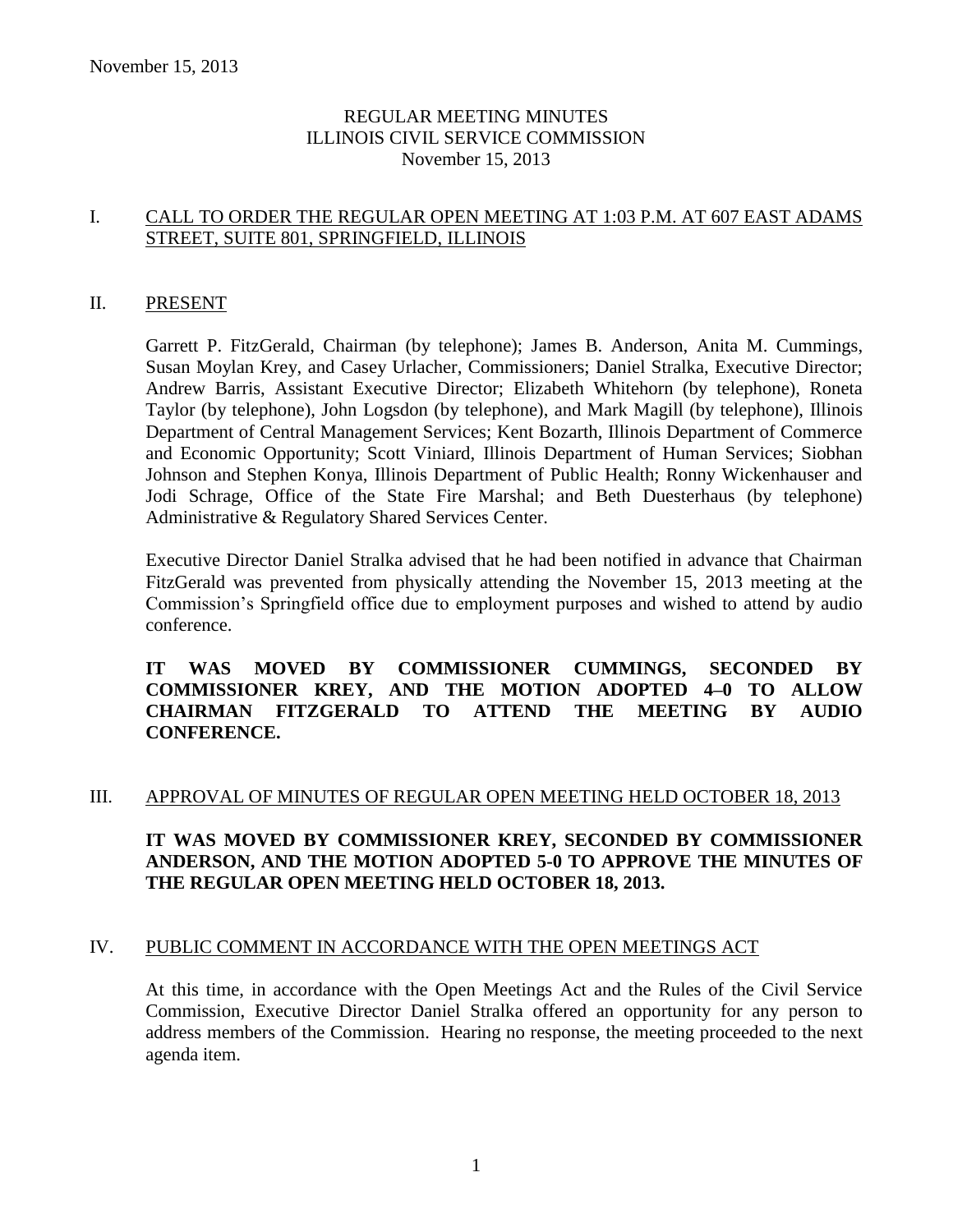# REGULAR MEETING MINUTES
# ILLINOIS CIVIL SERVICE COMMISSION
November 15, 2013

## I. CALL TO ORDER THE REGULAR OPEN MEETING AT 1:03 P.M. AT 607 EAST ADAMS STREET, SUITE 801, SPRINGFIELD, ILLINOIS

## II. PRESENT

Garrett P. FitzGerald, Chairman (by telephone); James B. Anderson, Anita M. Cummings, Susan Moylan Krey, and Casey Urlacher, Commissioners; Daniel Stralka, Executive Director; Andrew Barris, Assistant Executive Director; Elizabeth Whitehorn (by telephone), Roneta Taylor (by telephone), John Logsdon (by telephone), and Mark Magill (by telephone), Illinois Department of Central Management Services; Kent Bozarth, Illinois Department of Commerce and Economic Opportunity; Scott Viniard, Illinois Department of Human Services; Siobhan Johnson and Stephen Konya, Illinois Department of Public Health; Ronny Wickenhauser and Jodi Schrage, Office of the State Fire Marshal; and Beth Duesterhaus (by telephone) Administrative & Regulatory Shared Services Center.

Executive Director Daniel Stralka advised that he had been notified in advance that Chairman FitzGerald was prevented from physically attending the November 15, 2013 meeting at the Commission's Springfield office due to employment purposes and wished to attend by audio conference.

**IT WAS MOVED BY COMMISSIONER CUMMINGS, SECONDED BY COMMISSIONER KREY, AND THE MOTION ADOPTED 4–0 TO ALLOW CHAIRMAN FITZGERALD TO ATTEND THE MEETING BY AUDIO CONFERENCE.**

## III. APPROVAL OF MINUTES OF REGULAR OPEN MEETING HELD OCTOBER 18, 2013

**IT WAS MOVED BY COMMISSIONER KREY, SECONDED BY COMMISSIONER ANDERSON, AND THE MOTION ADOPTED 5-0 TO APPROVE THE MINUTES OF THE REGULAR OPEN MEETING HELD OCTOBER 18, 2013.**

## IV. PUBLIC COMMENT IN ACCORDANCE WITH THE OPEN MEETINGS ACT

At this time, in accordance with the Open Meetings Act and the Rules of the Civil Service Commission, Executive Director Daniel Stralka offered an opportunity for any person to address members of the Commission. Hearing no response, the meeting proceeded to the next agenda item.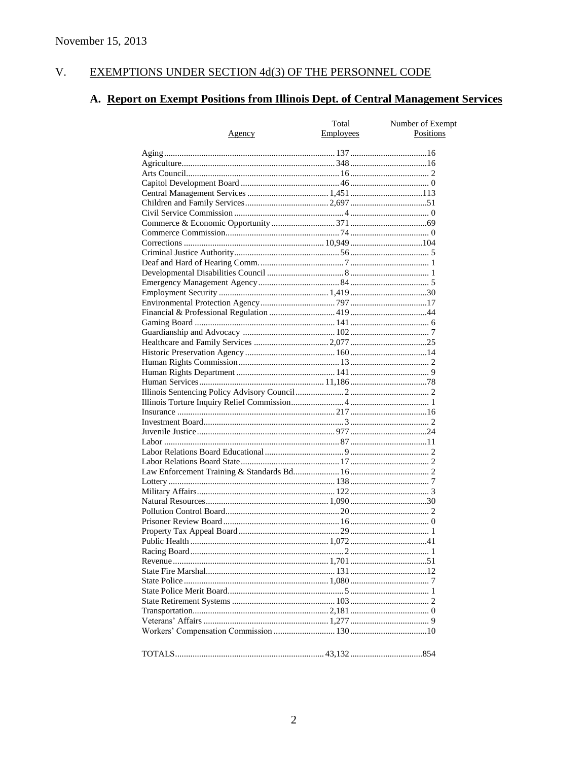November 15, 2013

## V. EXEMPTIONS UNDER SECTION 4d(3) OF THE PERSONNEL CODE

### A. Report on Exempt Positions from Illinois Dept. of Central Management Services

| Agency | Total Employees | Number of Exempt Positions |
|---|---|---|
| Aging | 137 | 16 |
| Agriculture | 348 | 16 |
| Arts Council | 16 | 2 |
| Capitol Development Board | 46 | 0 |
| Central Management Services | 1,451 | 113 |
| Children and Family Services | 2,697 | 51 |
| Civil Service Commission | 4 | 0 |
| Commerce & Economic Opportunity | 371 | 69 |
| Commerce Commission | 74 | 0 |
| Corrections | 10,949 | 104 |
| Criminal Justice Authority | 56 | 5 |
| Deaf and Hard of Hearing Comm. | 7 | 1 |
| Developmental Disabilities Council | 8 | 1 |
| Emergency Management Agency | 84 | 5 |
| Employment Security | 1,419 | 30 |
| Environmental Protection Agency | 797 | 17 |
| Financial & Professional Regulation | 419 | 44 |
| Gaming Board | 141 | 6 |
| Guardianship and Advocacy | 102 | 7 |
| Healthcare and Family Services | 2,077 | 25 |
| Historic Preservation Agency | 160 | 14 |
| Human Rights Commission | 13 | 2 |
| Human Rights Department | 141 | 9 |
| Human Services | 11,186 | 78 |
| Illinois Sentencing Policy Advisory Council | 2 | 2 |
| Illinois Torture Inquiry Relief Commission | 4 | 1 |
| Insurance | 217 | 16 |
| Investment Board | 3 | 2 |
| Juvenile Justice | 977 | 24 |
| Labor | 87 | 11 |
| Labor Relations Board Educational | 9 | 2 |
| Labor Relations Board State | 17 | 2 |
| Law Enforcement Training & Standards Bd. | 16 | 2 |
| Lottery | 138 | 7 |
| Military Affairs | 122 | 3 |
| Natural Resources | 1,090 | 30 |
| Pollution Control Board | 20 | 2 |
| Prisoner Review Board | 16 | 0 |
| Property Tax Appeal Board | 29 | 1 |
| Public Health | 1,072 | 41 |
| Racing Board | 2 | 1 |
| Revenue | 1,701 | 51 |
| State Fire Marshal | 131 | 12 |
| State Police | 1,080 | 7 |
| State Police Merit Board | 5 | 1 |
| State Retirement Systems | 103 | 2 |
| Transportation | 2,181 | 0 |
| Veterans' Affairs | 1,277 | 9 |
| Workers' Compensation Commission | 130 | 10 |
| TOTALS | 43,132 | 854 |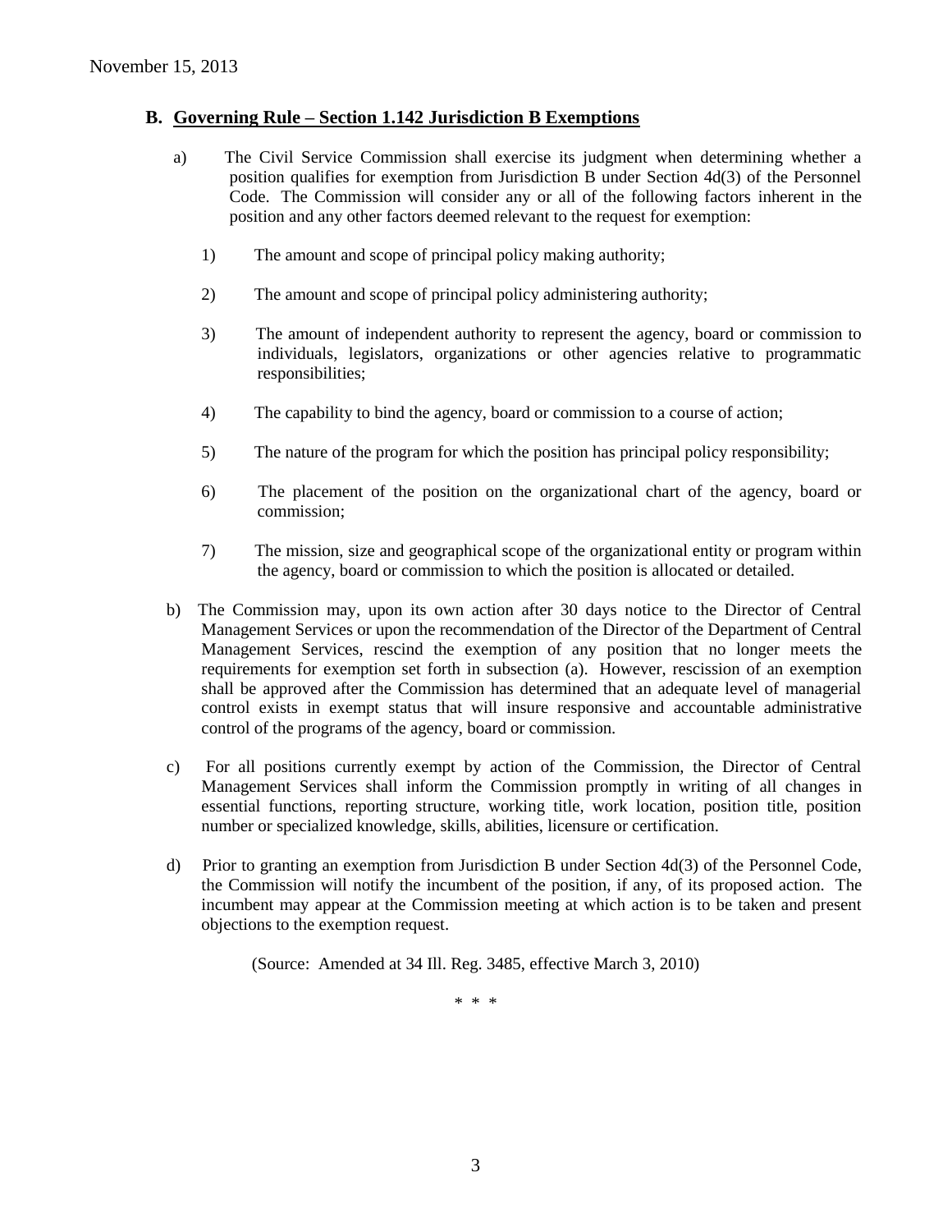### B. Governing Rule – Section 1.142 Jurisdiction B Exemptions

a) The Civil Service Commission shall exercise its judgment when determining whether a position qualifies for exemption from Jurisdiction B under Section 4d(3) of the Personnel Code. The Commission will consider any or all of the following factors inherent in the position and any other factors deemed relevant to the request for exemption:

1) The amount and scope of principal policy making authority;

2) The amount and scope of principal policy administering authority;

3) The amount of independent authority to represent the agency, board or commission to individuals, legislators, organizations or other agencies relative to programmatic responsibilities;

4) The capability to bind the agency, board or commission to a course of action;

5) The nature of the program for which the position has principal policy responsibility;

6) The placement of the position on the organizational chart of the agency, board or commission;

7) The mission, size and geographical scope of the organizational entity or program within the agency, board or commission to which the position is allocated or detailed.

b) The Commission may, upon its own action after 30 days notice to the Director of Central Management Services or upon the recommendation of the Director of the Department of Central Management Services, rescind the exemption of any position that no longer meets the requirements for exemption set forth in subsection (a). However, rescission of an exemption shall be approved after the Commission has determined that an adequate level of managerial control exists in exempt status that will insure responsive and accountable administrative control of the programs of the agency, board or commission.

c) For all positions currently exempt by action of the Commission, the Director of Central Management Services shall inform the Commission promptly in writing of all changes in essential functions, reporting structure, working title, work location, position title, position number or specialized knowledge, skills, abilities, licensure or certification.

d) Prior to granting an exemption from Jurisdiction B under Section 4d(3) of the Personnel Code, the Commission will notify the incumbent of the position, if any, of its proposed action. The incumbent may appear at the Commission meeting at which action is to be taken and present objections to the exemption request.

(Source: Amended at 34 Ill. Reg. 3485, effective March 3, 2010)

\* \* \*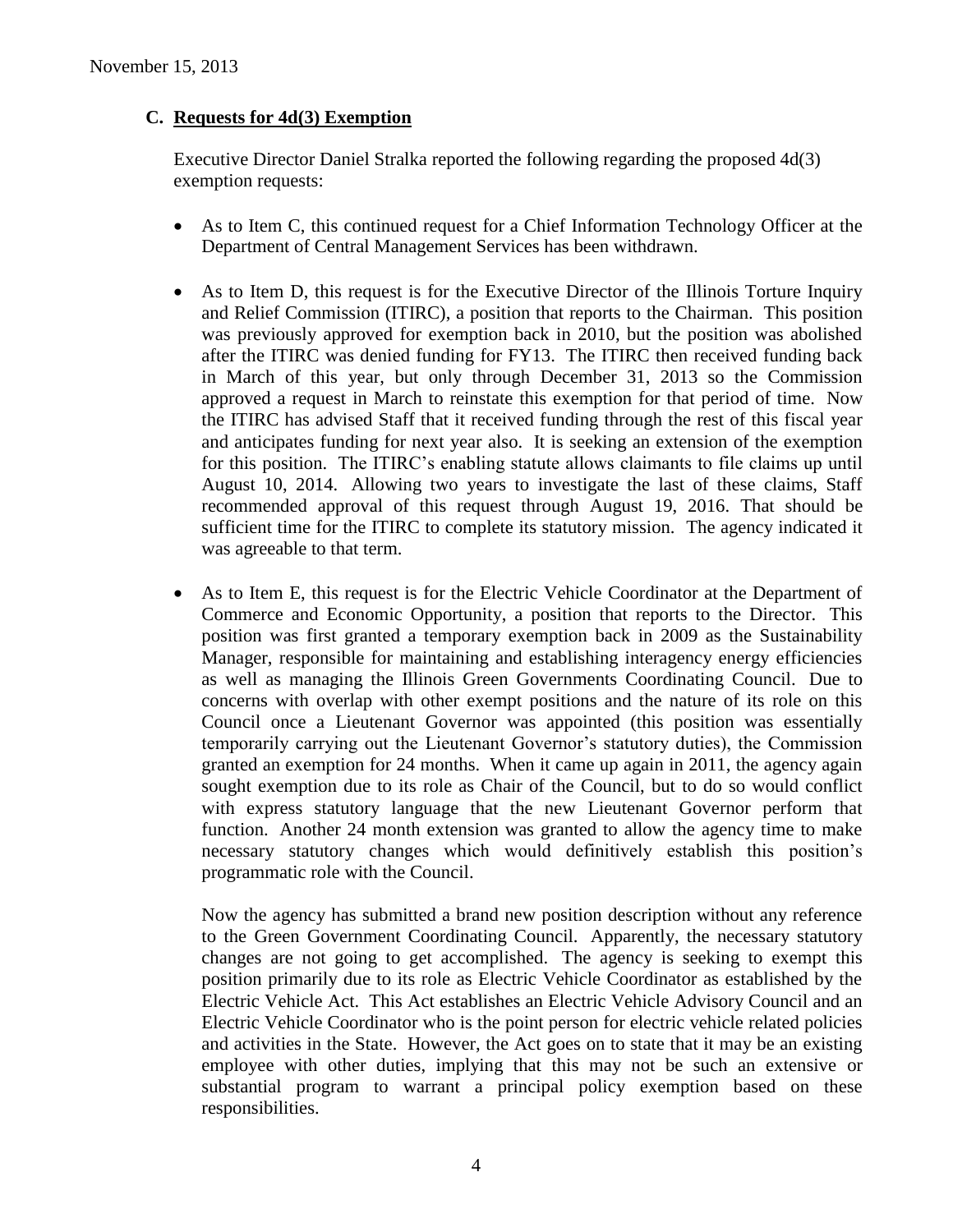## C. Requests for 4d(3) Exemption

Executive Director Daniel Stralka reported the following regarding the proposed 4d(3) exemption requests:

- As to Item C, this continued request for a Chief Information Technology Officer at the Department of Central Management Services has been withdrawn.

- As to Item D, this request is for the Executive Director of the Illinois Torture Inquiry and Relief Commission (ITIRC), a position that reports to the Chairman. This position was previously approved for exemption back in 2010, but the position was abolished after the ITIRC was denied funding for FY13. The ITIRC then received funding back in March of this year, but only through December 31, 2013 so the Commission approved a request in March to reinstate this exemption for that period of time. Now the ITIRC has advised Staff that it received funding through the rest of this fiscal year and anticipates funding for next year also. It is seeking an extension of the exemption for this position. The ITIRC's enabling statute allows claimants to file claims up until August 10, 2014. Allowing two years to investigate the last of these claims, Staff recommended approval of this request through August 19, 2016. That should be sufficient time for the ITIRC to complete its statutory mission. The agency indicated it was agreeable to that term.

- As to Item E, this request is for the Electric Vehicle Coordinator at the Department of Commerce and Economic Opportunity, a position that reports to the Director. This position was first granted a temporary exemption back in 2009 as the Sustainability Manager, responsible for maintaining and establishing interagency energy efficiencies as well as managing the Illinois Green Governments Coordinating Council. Due to concerns with overlap with other exempt positions and the nature of its role on this Council once a Lieutenant Governor was appointed (this position was essentially temporarily carrying out the Lieutenant Governor's statutory duties), the Commission granted an exemption for 24 months. When it came up again in 2011, the agency again sought exemption due to its role as Chair of the Council, but to do so would conflict with express statutory language that the new Lieutenant Governor perform that function. Another 24 month extension was granted to allow the agency time to make necessary statutory changes which would definitively establish this position's programmatic role with the Council.

  Now the agency has submitted a brand new position description without any reference to the Green Government Coordinating Council. Apparently, the necessary statutory changes are not going to get accomplished. The agency is seeking to exempt this position primarily due to its role as Electric Vehicle Coordinator as established by the Electric Vehicle Act. This Act establishes an Electric Vehicle Advisory Council and an Electric Vehicle Coordinator who is the point person for electric vehicle related policies and activities in the State. However, the Act goes on to state that it may be an existing employee with other duties, implying that this may not be such an extensive or substantial program to warrant a principal policy exemption based on these responsibilities.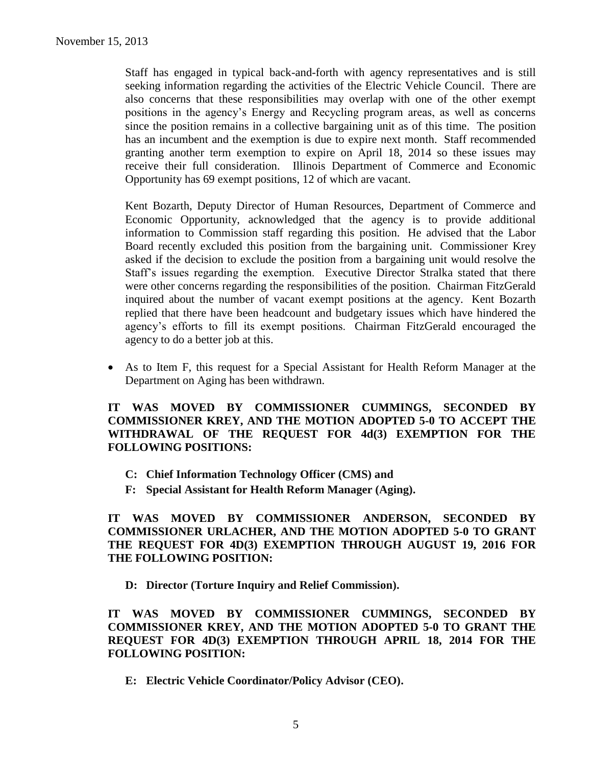Staff has engaged in typical back-and-forth with agency representatives and is still seeking information regarding the activities of the Electric Vehicle Council. There are also concerns that these responsibilities may overlap with one of the other exempt positions in the agency's Energy and Recycling program areas, as well as concerns since the position remains in a collective bargaining unit as of this time. The position has an incumbent and the exemption is due to expire next month. Staff recommended granting another term exemption to expire on April 18, 2014 so these issues may receive their full consideration. Illinois Department of Commerce and Economic Opportunity has 69 exempt positions, 12 of which are vacant.

Kent Bozarth, Deputy Director of Human Resources, Department of Commerce and Economic Opportunity, acknowledged that the agency is to provide additional information to Commission staff regarding this position. He advised that the Labor Board recently excluded this position from the bargaining unit. Commissioner Krey asked if the decision to exclude the position from a bargaining unit would resolve the Staff's issues regarding the exemption. Executive Director Stralka stated that there were other concerns regarding the responsibilities of the position. Chairman FitzGerald inquired about the number of vacant exempt positions at the agency. Kent Bozarth replied that there have been headcount and budgetary issues which have hindered the agency's efforts to fill its exempt positions. Chairman FitzGerald encouraged the agency to do a better job at this.

- As to Item F, this request for a Special Assistant for Health Reform Manager at the Department on Aging has been withdrawn.

**IT WAS MOVED BY COMMISSIONER CUMMINGS, SECONDED BY COMMISSIONER KREY, AND THE MOTION ADOPTED 5-0 TO ACCEPT THE WITHDRAWAL OF THE REQUEST FOR 4d(3) EXEMPTION FOR THE FOLLOWING POSITIONS:**

**C: Chief Information Technology Officer (CMS) and**

**F: Special Assistant for Health Reform Manager (Aging).**

**IT WAS MOVED BY COMMISSIONER ANDERSON, SECONDED BY COMMISSIONER URLACHER, AND THE MOTION ADOPTED 5-0 TO GRANT THE REQUEST FOR 4D(3) EXEMPTION THROUGH AUGUST 19, 2016 FOR THE FOLLOWING POSITION:**

**D: Director (Torture Inquiry and Relief Commission).**

**IT WAS MOVED BY COMMISSIONER CUMMINGS, SECONDED BY COMMISSIONER KREY, AND THE MOTION ADOPTED 5-0 TO GRANT THE REQUEST FOR 4D(3) EXEMPTION THROUGH APRIL 18, 2014 FOR THE FOLLOWING POSITION:**

**E: Electric Vehicle Coordinator/Policy Advisor (CEO).**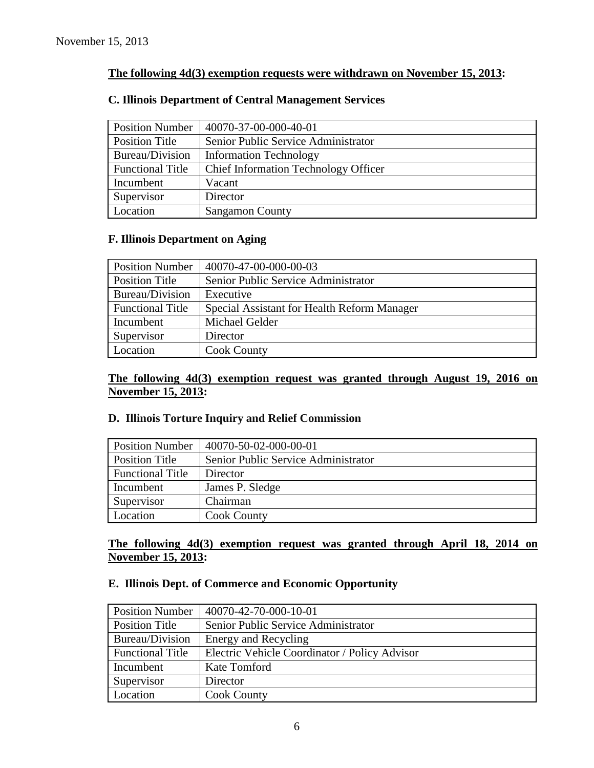November 15, 2013

**The following 4d(3) exemption requests were withdrawn on November 15, 2013:**

**C. Illinois Department of Central Management Services**

| Position Number | 40070-37-00-000-40-01 |
|---|---|
| Position Title | Senior Public Service Administrator |
| Bureau/Division | Information Technology |
| Functional Title | Chief Information Technology Officer |
| Incumbent | Vacant |
| Supervisor | Director |
| Location | Sangamon County |

**F. Illinois Department on Aging**

| Position Number | 40070-47-00-000-00-03 |
|---|---|
| Position Title | Senior Public Service Administrator |
| Bureau/Division | Executive |
| Functional Title | Special Assistant for Health Reform Manager |
| Incumbent | Michael Gelder |
| Supervisor | Director |
| Location | Cook County |

**The following 4d(3) exemption request was granted through August 19, 2016 on November 15, 2013:**

**D. Illinois Torture Inquiry and Relief Commission**

| Position Number | 40070-50-02-000-00-01 |
|---|---|
| Position Title | Senior Public Service Administrator |
| Functional Title | Director |
| Incumbent | James P. Sledge |
| Supervisor | Chairman |
| Location | Cook County |

**The following 4d(3) exemption request was granted through April 18, 2014 on November 15, 2013:**

**E. Illinois Dept. of Commerce and Economic Opportunity**

| Position Number | 40070-42-70-000-10-01 |
|---|---|
| Position Title | Senior Public Service Administrator |
| Bureau/Division | Energy and Recycling |
| Functional Title | Electric Vehicle Coordinator / Policy Advisor |
| Incumbent | Kate Tomford |
| Supervisor | Director |
| Location | Cook County |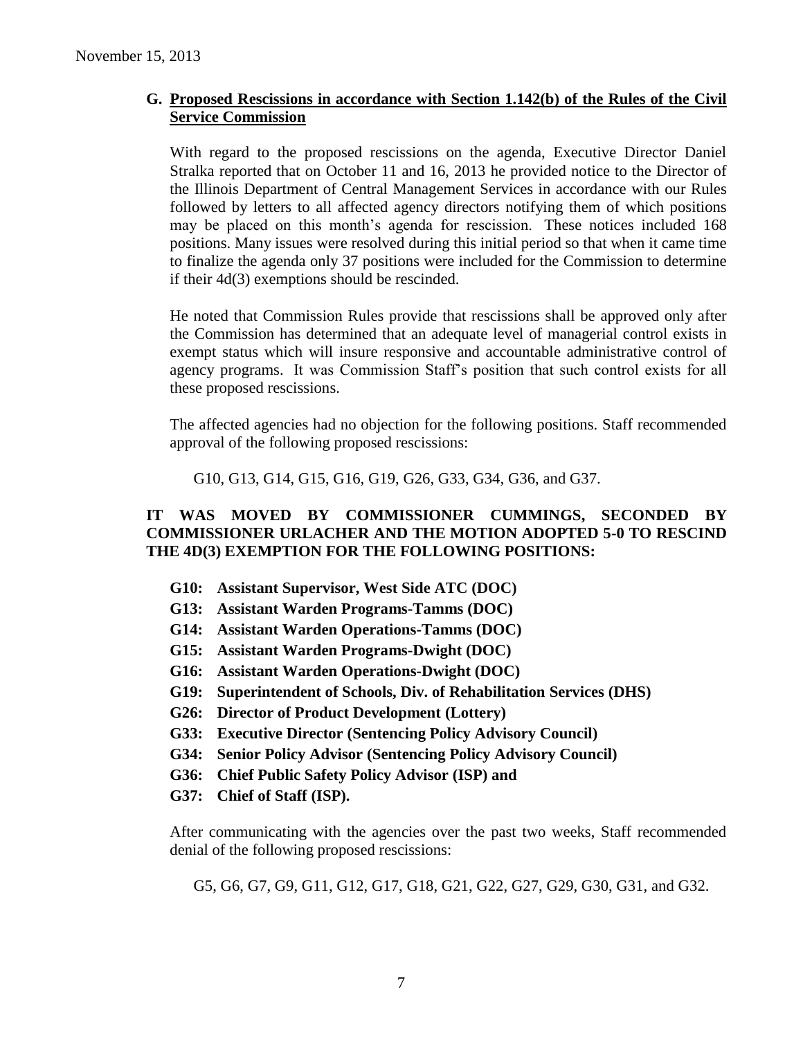## G. Proposed Rescissions in accordance with Section 1.142(b) of the Rules of the Civil Service Commission

With regard to the proposed rescissions on the agenda, Executive Director Daniel Stralka reported that on October 11 and 16, 2013 he provided notice to the Director of the Illinois Department of Central Management Services in accordance with our Rules followed by letters to all affected agency directors notifying them of which positions may be placed on this month's agenda for rescission. These notices included 168 positions. Many issues were resolved during this initial period so that when it came time to finalize the agenda only 37 positions were included for the Commission to determine if their 4d(3) exemptions should be rescinded.

He noted that Commission Rules provide that rescissions shall be approved only after the Commission has determined that an adequate level of managerial control exists in exempt status which will insure responsive and accountable administrative control of agency programs. It was Commission Staff's position that such control exists for all these proposed rescissions.

The affected agencies had no objection for the following positions. Staff recommended approval of the following proposed rescissions:

G10, G13, G14, G15, G16, G19, G26, G33, G34, G36, and G37.

**IT WAS MOVED BY COMMISSIONER CUMMINGS, SECONDED BY COMMISSIONER URLACHER AND THE MOTION ADOPTED 5-0 TO RESCIND THE 4D(3) EXEMPTION FOR THE FOLLOWING POSITIONS:**

- **G10: Assistant Supervisor, West Side ATC (DOC)**
- **G13: Assistant Warden Programs-Tamms (DOC)**
- **G14: Assistant Warden Operations-Tamms (DOC)**
- **G15: Assistant Warden Programs-Dwight (DOC)**
- **G16: Assistant Warden Operations-Dwight (DOC)**
- **G19: Superintendent of Schools, Div. of Rehabilitation Services (DHS)**
- **G26: Director of Product Development (Lottery)**
- **G33: Executive Director (Sentencing Policy Advisory Council)**
- **G34: Senior Policy Advisor (Sentencing Policy Advisory Council)**
- **G36: Chief Public Safety Policy Advisor (ISP) and**
- **G37: Chief of Staff (ISP).**

After communicating with the agencies over the past two weeks, Staff recommended denial of the following proposed rescissions:

G5, G6, G7, G9, G11, G12, G17, G18, G21, G22, G27, G29, G30, G31, and G32.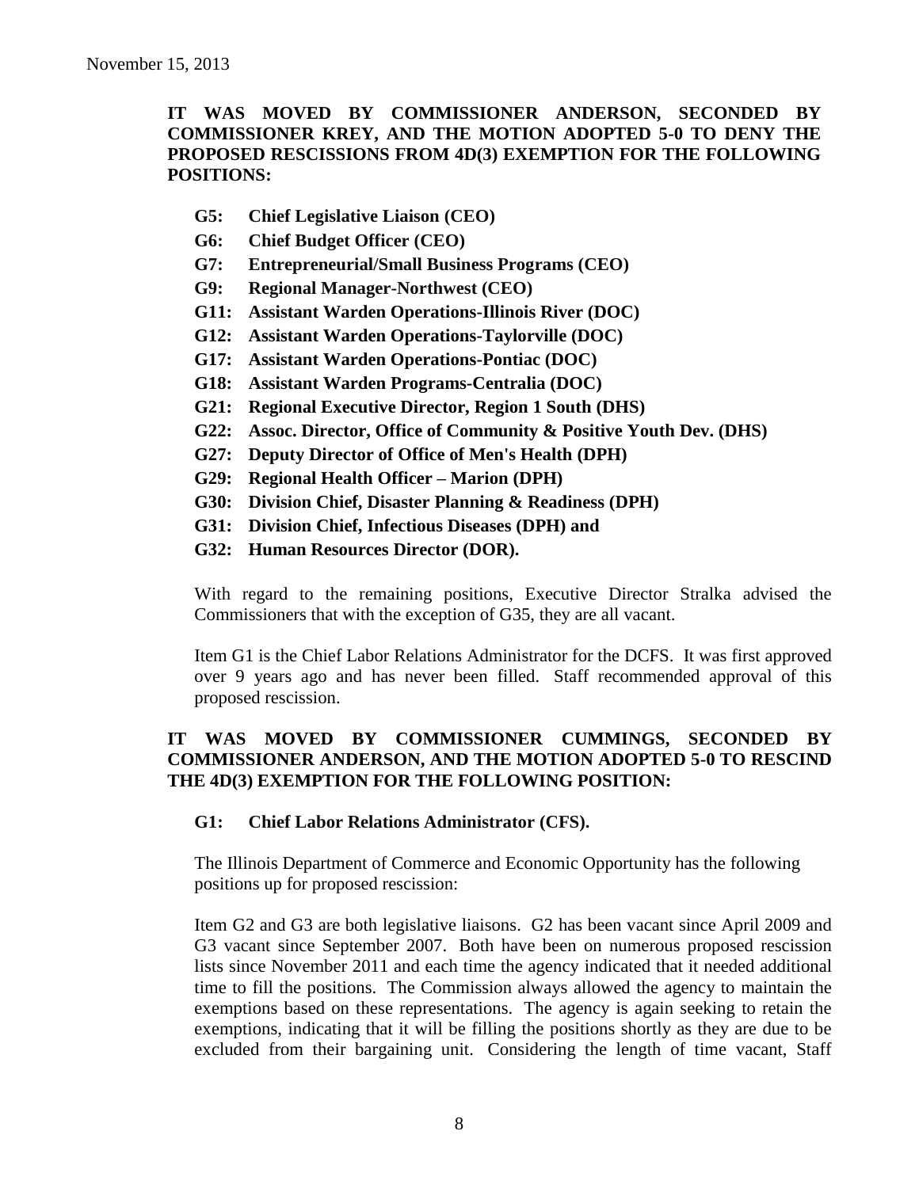**IT WAS MOVED BY COMMISSIONER ANDERSON, SECONDED BY COMMISSIONER KREY, AND THE MOTION ADOPTED 5-0 TO DENY THE PROPOSED RESCISSIONS FROM 4D(3) EXEMPTION FOR THE FOLLOWING POSITIONS:**

- **G5: Chief Legislative Liaison (CEO)**
- **G6: Chief Budget Officer (CEO)**
- **G7: Entrepreneurial/Small Business Programs (CEO)**
- **G9: Regional Manager-Northwest (CEO)**
- **G11: Assistant Warden Operations-Illinois River (DOC)**
- **G12: Assistant Warden Operations-Taylorville (DOC)**
- **G17: Assistant Warden Operations-Pontiac (DOC)**
- **G18: Assistant Warden Programs-Centralia (DOC)**
- **G21: Regional Executive Director, Region 1 South (DHS)**
- **G22: Assoc. Director, Office of Community & Positive Youth Dev. (DHS)**
- **G27: Deputy Director of Office of Men's Health (DPH)**
- **G29: Regional Health Officer – Marion (DPH)**
- **G30: Division Chief, Disaster Planning & Readiness (DPH)**
- **G31: Division Chief, Infectious Diseases (DPH) and**
- **G32: Human Resources Director (DOR).**

With regard to the remaining positions, Executive Director Stralka advised the Commissioners that with the exception of G35, they are all vacant.

Item G1 is the Chief Labor Relations Administrator for the DCFS. It was first approved over 9 years ago and has never been filled. Staff recommended approval of this proposed rescission.

**IT WAS MOVED BY COMMISSIONER CUMMINGS, SECONDED BY COMMISSIONER ANDERSON, AND THE MOTION ADOPTED 5-0 TO RESCIND THE 4D(3) EXEMPTION FOR THE FOLLOWING POSITION:**

- **G1: Chief Labor Relations Administrator (CFS).**

The Illinois Department of Commerce and Economic Opportunity has the following positions up for proposed rescission:

Item G2 and G3 are both legislative liaisons. G2 has been vacant since April 2009 and G3 vacant since September 2007. Both have been on numerous proposed rescission lists since November 2011 and each time the agency indicated that it needed additional time to fill the positions. The Commission always allowed the agency to maintain the exemptions based on these representations. The agency is again seeking to retain the exemptions, indicating that it will be filling the positions shortly as they are due to be excluded from their bargaining unit. Considering the length of time vacant, Staff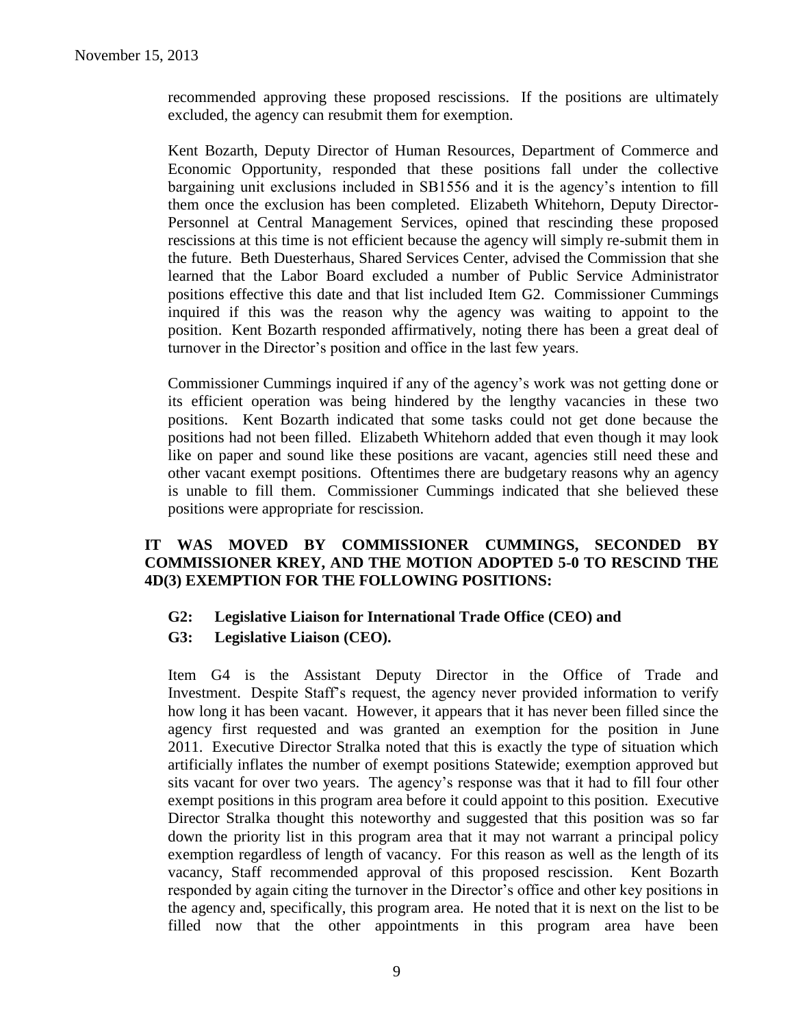recommended approving these proposed rescissions. If the positions are ultimately excluded, the agency can resubmit them for exemption.

Kent Bozarth, Deputy Director of Human Resources, Department of Commerce and Economic Opportunity, responded that these positions fall under the collective bargaining unit exclusions included in SB1556 and it is the agency's intention to fill them once the exclusion has been completed. Elizabeth Whitehorn, Deputy Director-Personnel at Central Management Services, opined that rescinding these proposed rescissions at this time is not efficient because the agency will simply re-submit them in the future. Beth Duesterhaus, Shared Services Center, advised the Commission that she learned that the Labor Board excluded a number of Public Service Administrator positions effective this date and that list included Item G2. Commissioner Cummings inquired if this was the reason why the agency was waiting to appoint to the position. Kent Bozarth responded affirmatively, noting there has been a great deal of turnover in the Director's position and office in the last few years.

Commissioner Cummings inquired if any of the agency's work was not getting done or its efficient operation was being hindered by the lengthy vacancies in these two positions. Kent Bozarth indicated that some tasks could not get done because the positions had not been filled. Elizabeth Whitehorn added that even though it may look like on paper and sound like these positions are vacant, agencies still need these and other vacant exempt positions. Oftentimes there are budgetary reasons why an agency is unable to fill them. Commissioner Cummings indicated that she believed these positions were appropriate for rescission.

**IT WAS MOVED BY COMMISSIONER CUMMINGS, SECONDED BY COMMISSIONER KREY, AND THE MOTION ADOPTED 5-0 TO RESCIND THE 4D(3) EXEMPTION FOR THE FOLLOWING POSITIONS:**

- **G2: Legislative Liaison for International Trade Office (CEO) and**
- **G3: Legislative Liaison (CEO).**

Item G4 is the Assistant Deputy Director in the Office of Trade and Investment. Despite Staff's request, the agency never provided information to verify how long it has been vacant. However, it appears that it has never been filled since the agency first requested and was granted an exemption for the position in June 2011. Executive Director Stralka noted that this is exactly the type of situation which artificially inflates the number of exempt positions Statewide; exemption approved but sits vacant for over two years. The agency's response was that it had to fill four other exempt positions in this program area before it could appoint to this position. Executive Director Stralka thought this noteworthy and suggested that this position was so far down the priority list in this program area that it may not warrant a principal policy exemption regardless of length of vacancy. For this reason as well as the length of its vacancy, Staff recommended approval of this proposed rescission. Kent Bozarth responded by again citing the turnover in the Director's office and other key positions in the agency and, specifically, this program area. He noted that it is next on the list to be filled now that the other appointments in this program area have been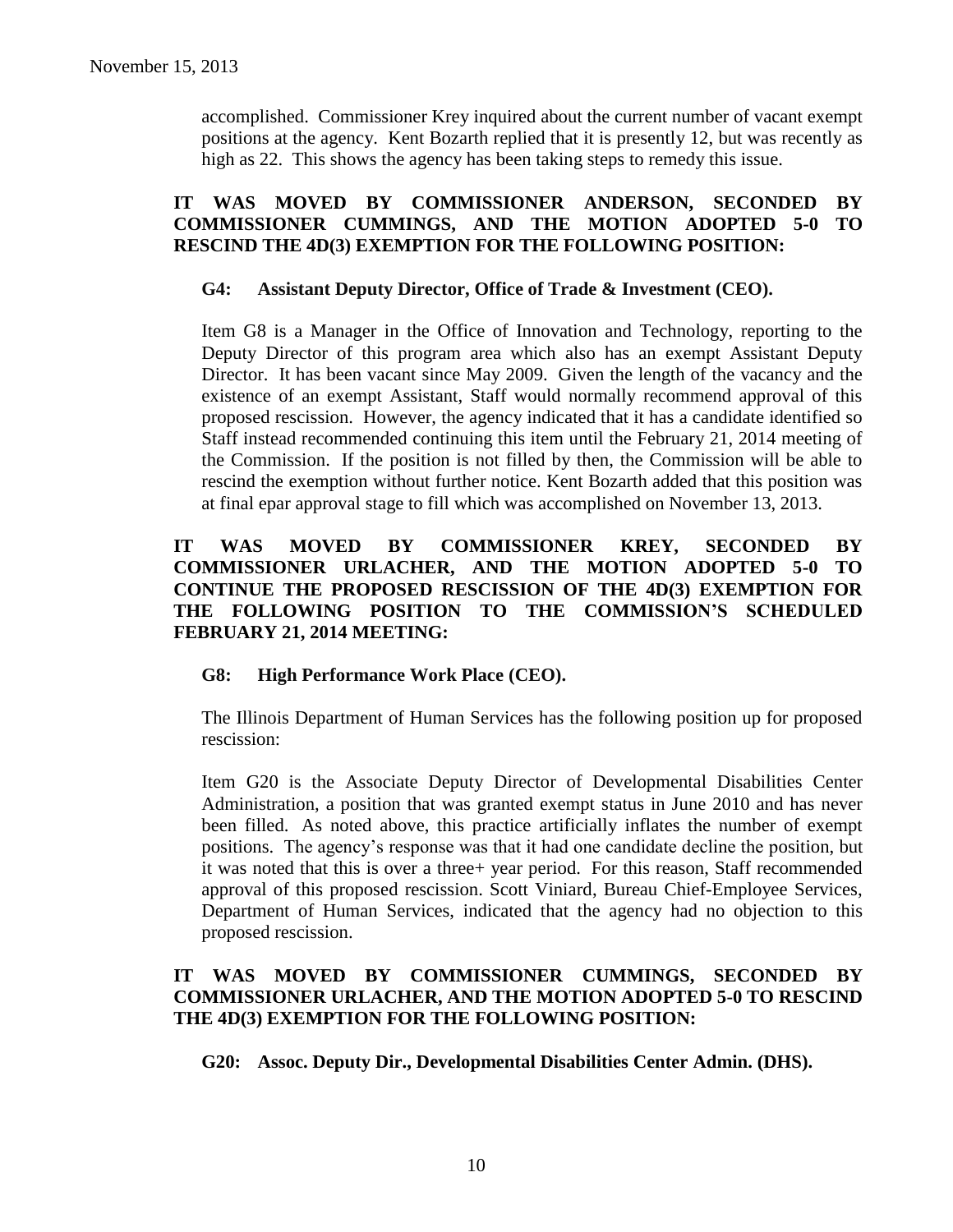accomplished. Commissioner Krey inquired about the current number of vacant exempt positions at the agency. Kent Bozarth replied that it is presently 12, but was recently as high as 22. This shows the agency has been taking steps to remedy this issue.

**IT WAS MOVED BY COMMISSIONER ANDERSON, SECONDED BY COMMISSIONER CUMMINGS, AND THE MOTION ADOPTED 5-0 TO RESCIND THE 4D(3) EXEMPTION FOR THE FOLLOWING POSITION:**

**G4: Assistant Deputy Director, Office of Trade & Investment (CEO).**

Item G8 is a Manager in the Office of Innovation and Technology, reporting to the Deputy Director of this program area which also has an exempt Assistant Deputy Director. It has been vacant since May 2009. Given the length of the vacancy and the existence of an exempt Assistant, Staff would normally recommend approval of this proposed rescission. However, the agency indicated that it has a candidate identified so Staff instead recommended continuing this item until the February 21, 2014 meeting of the Commission. If the position is not filled by then, the Commission will be able to rescind the exemption without further notice. Kent Bozarth added that this position was at final epar approval stage to fill which was accomplished on November 13, 2013.

**IT WAS MOVED BY COMMISSIONER KREY, SECONDED BY COMMISSIONER URLACHER, AND THE MOTION ADOPTED 5-0 TO CONTINUE THE PROPOSED RESCISSION OF THE 4D(3) EXEMPTION FOR THE FOLLOWING POSITION TO THE COMMISSION'S SCHEDULED FEBRUARY 21, 2014 MEETING:**

**G8: High Performance Work Place (CEO).**

The Illinois Department of Human Services has the following position up for proposed rescission:

Item G20 is the Associate Deputy Director of Developmental Disabilities Center Administration, a position that was granted exempt status in June 2010 and has never been filled. As noted above, this practice artificially inflates the number of exempt positions. The agency's response was that it had one candidate decline the position, but it was noted that this is over a three+ year period. For this reason, Staff recommended approval of this proposed rescission. Scott Viniard, Bureau Chief-Employee Services, Department of Human Services, indicated that the agency had no objection to this proposed rescission.

**IT WAS MOVED BY COMMISSIONER CUMMINGS, SECONDED BY COMMISSIONER URLACHER, AND THE MOTION ADOPTED 5-0 TO RESCIND THE 4D(3) EXEMPTION FOR THE FOLLOWING POSITION:**

**G20: Assoc. Deputy Dir., Developmental Disabilities Center Admin. (DHS).**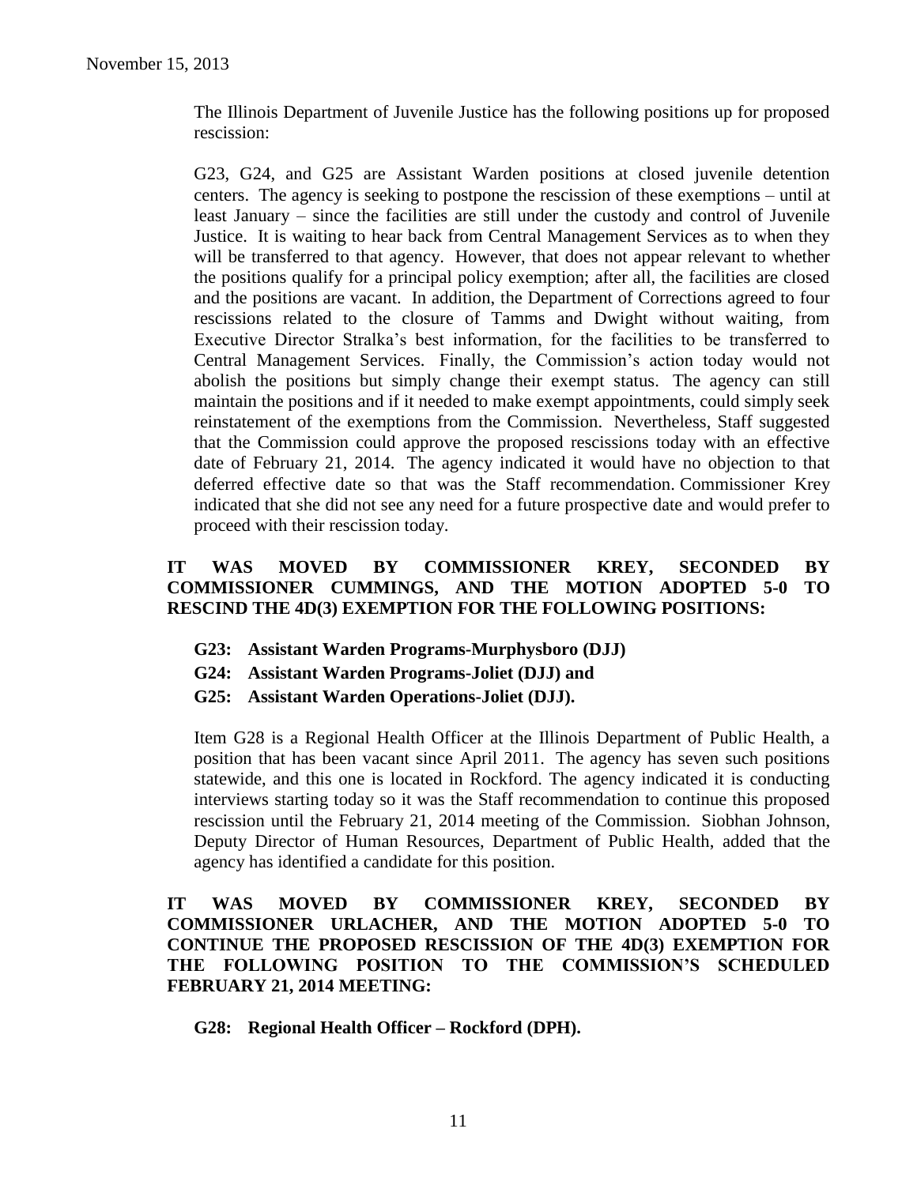The Illinois Department of Juvenile Justice has the following positions up for proposed rescission:

G23, G24, and G25 are Assistant Warden positions at closed juvenile detention centers. The agency is seeking to postpone the rescission of these exemptions – until at least January – since the facilities are still under the custody and control of Juvenile Justice. It is waiting to hear back from Central Management Services as to when they will be transferred to that agency. However, that does not appear relevant to whether the positions qualify for a principal policy exemption; after all, the facilities are closed and the positions are vacant. In addition, the Department of Corrections agreed to four rescissions related to the closure of Tamms and Dwight without waiting, from Executive Director Stralka's best information, for the facilities to be transferred to Central Management Services. Finally, the Commission's action today would not abolish the positions but simply change their exempt status. The agency can still maintain the positions and if it needed to make exempt appointments, could simply seek reinstatement of the exemptions from the Commission. Nevertheless, Staff suggested that the Commission could approve the proposed rescissions today with an effective date of February 21, 2014. The agency indicated it would have no objection to that deferred effective date so that was the Staff recommendation. Commissioner Krey indicated that she did not see any need for a future prospective date and would prefer to proceed with their rescission today.

**IT WAS MOVED BY COMMISSIONER KREY, SECONDED BY COMMISSIONER CUMMINGS, AND THE MOTION ADOPTED 5-0 TO RESCIND THE 4D(3) EXEMPTION FOR THE FOLLOWING POSITIONS:**

- **G23: Assistant Warden Programs-Murphysboro (DJJ)**
- **G24: Assistant Warden Programs-Joliet (DJJ) and**
- **G25: Assistant Warden Operations-Joliet (DJJ).**

Item G28 is a Regional Health Officer at the Illinois Department of Public Health, a position that has been vacant since April 2011. The agency has seven such positions statewide, and this one is located in Rockford. The agency indicated it is conducting interviews starting today so it was the Staff recommendation to continue this proposed rescission until the February 21, 2014 meeting of the Commission. Siobhan Johnson, Deputy Director of Human Resources, Department of Public Health, added that the agency has identified a candidate for this position.

**IT WAS MOVED BY COMMISSIONER KREY, SECONDED BY COMMISSIONER URLACHER, AND THE MOTION ADOPTED 5-0 TO CONTINUE THE PROPOSED RESCISSION OF THE 4D(3) EXEMPTION FOR THE FOLLOWING POSITION TO THE COMMISSION'S SCHEDULED FEBRUARY 21, 2014 MEETING:**

- **G28: Regional Health Officer – Rockford (DPH).**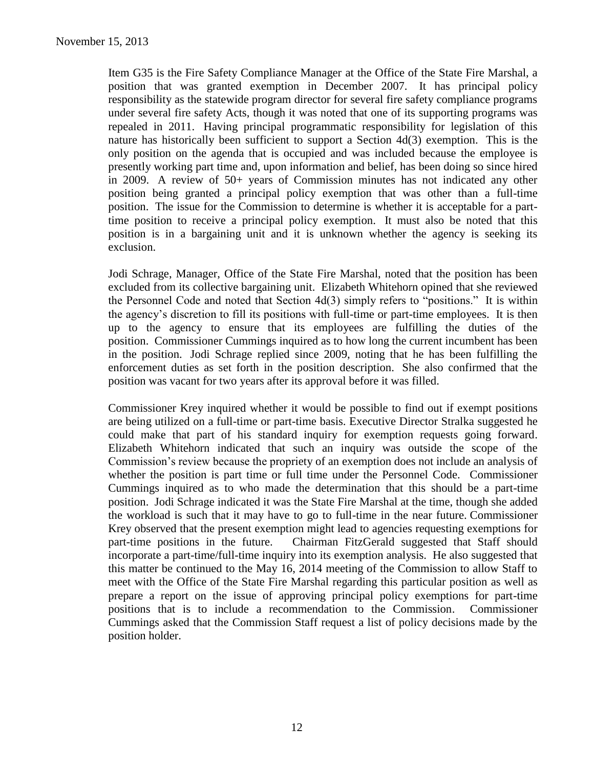Item G35 is the Fire Safety Compliance Manager at the Office of the State Fire Marshal, a position that was granted exemption in December 2007. It has principal policy responsibility as the statewide program director for several fire safety compliance programs under several fire safety Acts, though it was noted that one of its supporting programs was repealed in 2011. Having principal programmatic responsibility for legislation of this nature has historically been sufficient to support a Section 4d(3) exemption. This is the only position on the agenda that is occupied and was included because the employee is presently working part time and, upon information and belief, has been doing so since hired in 2009. A review of 50+ years of Commission minutes has not indicated any other position being granted a principal policy exemption that was other than a full-time position. The issue for the Commission to determine is whether it is acceptable for a part-time position to receive a principal policy exemption. It must also be noted that this position is in a bargaining unit and it is unknown whether the agency is seeking its exclusion.

Jodi Schrage, Manager, Office of the State Fire Marshal, noted that the position has been excluded from its collective bargaining unit. Elizabeth Whitehorn opined that she reviewed the Personnel Code and noted that Section 4d(3) simply refers to "positions." It is within the agency's discretion to fill its positions with full-time or part-time employees. It is then up to the agency to ensure that its employees are fulfilling the duties of the position. Commissioner Cummings inquired as to how long the current incumbent has been in the position. Jodi Schrage replied since 2009, noting that he has been fulfilling the enforcement duties as set forth in the position description. She also confirmed that the position was vacant for two years after its approval before it was filled.

Commissioner Krey inquired whether it would be possible to find out if exempt positions are being utilized on a full-time or part-time basis. Executive Director Stralka suggested he could make that part of his standard inquiry for exemption requests going forward. Elizabeth Whitehorn indicated that such an inquiry was outside the scope of the Commission's review because the propriety of an exemption does not include an analysis of whether the position is part time or full time under the Personnel Code. Commissioner Cummings inquired as to who made the determination that this should be a part-time position. Jodi Schrage indicated it was the State Fire Marshal at the time, though she added the workload is such that it may have to go to full-time in the near future. Commissioner Krey observed that the present exemption might lead to agencies requesting exemptions for part-time positions in the future. Chairman FitzGerald suggested that Staff should incorporate a part-time/full-time inquiry into its exemption analysis. He also suggested that this matter be continued to the May 16, 2014 meeting of the Commission to allow Staff to meet with the Office of the State Fire Marshal regarding this particular position as well as prepare a report on the issue of approving principal policy exemptions for part-time positions that is to include a recommendation to the Commission. Commissioner Cummings asked that the Commission Staff request a list of policy decisions made by the position holder.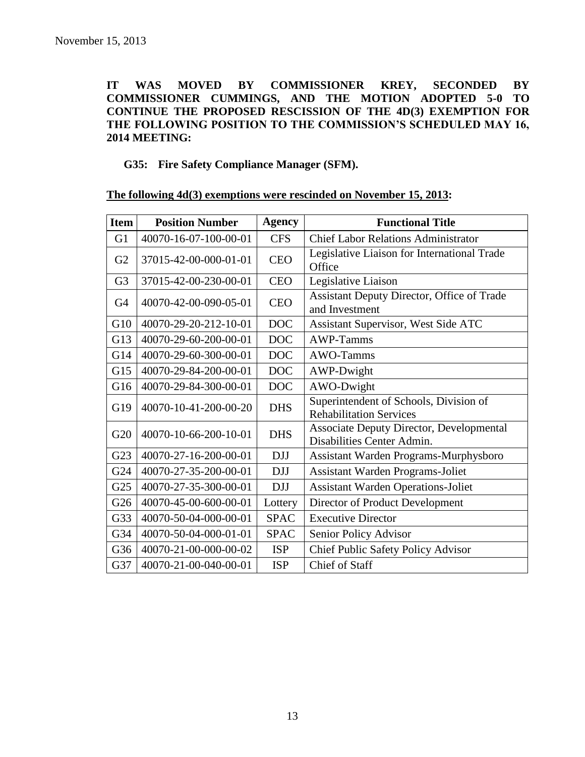November 15, 2013

**IT WAS MOVED BY COMMISSIONER KREY, SECONDED BY COMMISSIONER CUMMINGS, AND THE MOTION ADOPTED 5-0 TO CONTINUE THE PROPOSED RESCISSION OF THE 4D(3) EXEMPTION FOR THE FOLLOWING POSITION TO THE COMMISSION'S SCHEDULED MAY 16, 2014 MEETING:**

**G35: Fire Safety Compliance Manager (SFM).**

**The following 4d(3) exemptions were rescinded on November 15, 2013:**

| Item | Position Number | Agency | Functional Title |
|---|---|---|---|
| G1 | 40070-16-07-100-00-01 | CFS | Chief Labor Relations Administrator |
| G2 | 37015-42-00-000-01-01 | CEO | Legislative Liaison for International Trade Office |
| G3 | 37015-42-00-230-00-01 | CEO | Legislative Liaison |
| G4 | 40070-42-00-090-05-01 | CEO | Assistant Deputy Director, Office of Trade and Investment |
| G10 | 40070-29-20-212-10-01 | DOC | Assistant Supervisor, West Side ATC |
| G13 | 40070-29-60-200-00-01 | DOC | AWP-Tamms |
| G14 | 40070-29-60-300-00-01 | DOC | AWO-Tamms |
| G15 | 40070-29-84-200-00-01 | DOC | AWP-Dwight |
| G16 | 40070-29-84-300-00-01 | DOC | AWO-Dwight |
| G19 | 40070-10-41-200-00-20 | DHS | Superintendent of Schools, Division of Rehabilitation Services |
| G20 | 40070-10-66-200-10-01 | DHS | Associate Deputy Director, Developmental Disabilities Center Admin. |
| G23 | 40070-27-16-200-00-01 | DJJ | Assistant Warden Programs-Murphysboro |
| G24 | 40070-27-35-200-00-01 | DJJ | Assistant Warden Programs-Joliet |
| G25 | 40070-27-35-300-00-01 | DJJ | Assistant Warden Operations-Joliet |
| G26 | 40070-45-00-600-00-01 | Lottery | Director of Product Development |
| G33 | 40070-50-04-000-00-01 | SPAC | Executive Director |
| G34 | 40070-50-04-000-01-01 | SPAC | Senior Policy Advisor |
| G36 | 40070-21-00-000-00-02 | ISP | Chief Public Safety Policy Advisor |
| G37 | 40070-21-00-040-00-01 | ISP | Chief of Staff |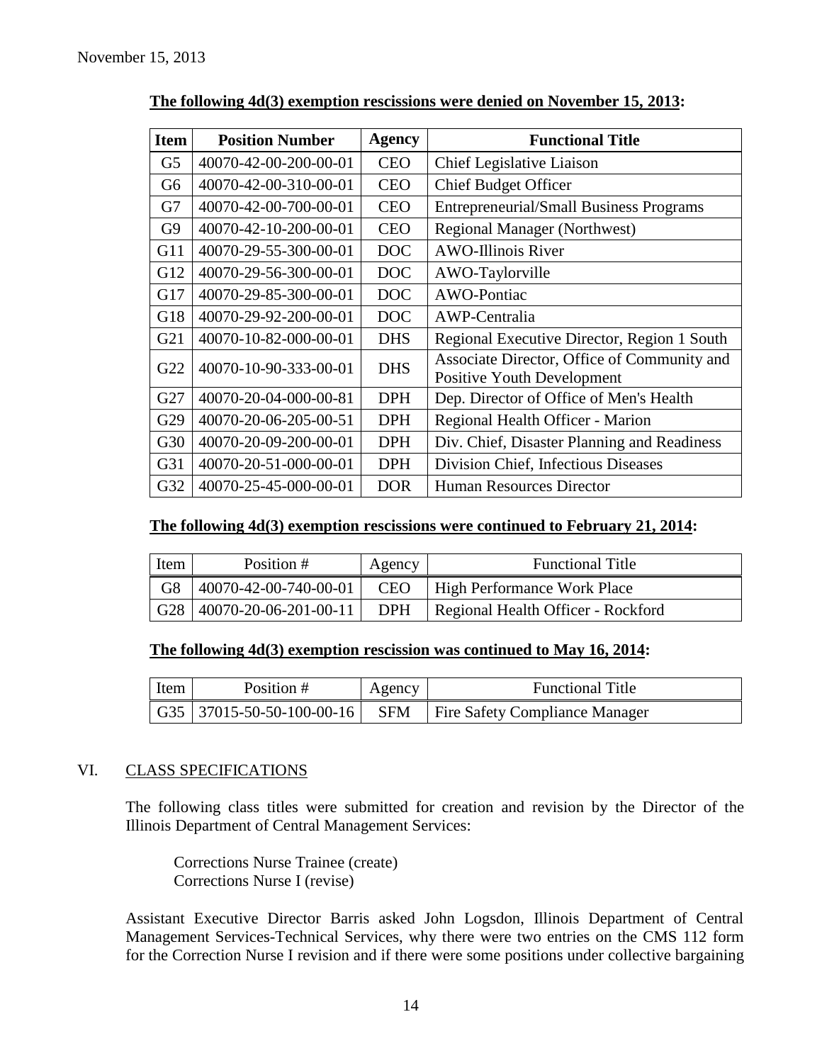November 15, 2013

**The following 4d(3) exemption rescissions were denied on November 15, 2013:**

| Item | Position Number | Agency | Functional Title |
|---|---|---|---|
| G5 | 40070-42-00-200-00-01 | CEO | Chief Legislative Liaison |
| G6 | 40070-42-00-310-00-01 | CEO | Chief Budget Officer |
| G7 | 40070-42-00-700-00-01 | CEO | Entrepreneurial/Small Business Programs |
| G9 | 40070-42-10-200-00-01 | CEO | Regional Manager (Northwest) |
| G11 | 40070-29-55-300-00-01 | DOC | AWO-Illinois River |
| G12 | 40070-29-56-300-00-01 | DOC | AWO-Taylorville |
| G17 | 40070-29-85-300-00-01 | DOC | AWO-Pontiac |
| G18 | 40070-29-92-200-00-01 | DOC | AWP-Centralia |
| G21 | 40070-10-82-000-00-01 | DHS | Regional Executive Director, Region 1 South |
| G22 | 40070-10-90-333-00-01 | DHS | Associate Director, Office of Community and Positive Youth Development |
| G27 | 40070-20-04-000-00-81 | DPH | Dep. Director of Office of Men's Health |
| G29 | 40070-20-06-205-00-51 | DPH | Regional Health Officer - Marion |
| G30 | 40070-20-09-200-00-01 | DPH | Div. Chief, Disaster Planning and Readiness |
| G31 | 40070-20-51-000-00-01 | DPH | Division Chief, Infectious Diseases |
| G32 | 40070-25-45-000-00-01 | DOR | Human Resources Director |

**The following 4d(3) exemption rescissions were continued to February 21, 2014:**

| Item | Position # | Agency | Functional Title |
|---|---|---|---|
| G8 | 40070-42-00-740-00-01 | CEO | High Performance Work Place |
| G28 | 40070-20-06-201-00-11 | DPH | Regional Health Officer - Rockford |

**The following 4d(3) exemption rescission was continued to May 16, 2014:**

| Item | Position # | Agency | Functional Title |
|---|---|---|---|
| G35 | 37015-50-50-100-00-16 | SFM | Fire Safety Compliance Manager |

## VI. CLASS SPECIFICATIONS

The following class titles were submitted for creation and revision by the Director of the Illinois Department of Central Management Services:

Corrections Nurse Trainee (create)
Corrections Nurse I (revise)

Assistant Executive Director Barris asked John Logsdon, Illinois Department of Central Management Services-Technical Services, why there were two entries on the CMS 112 form for the Correction Nurse I revision and if there were some positions under collective bargaining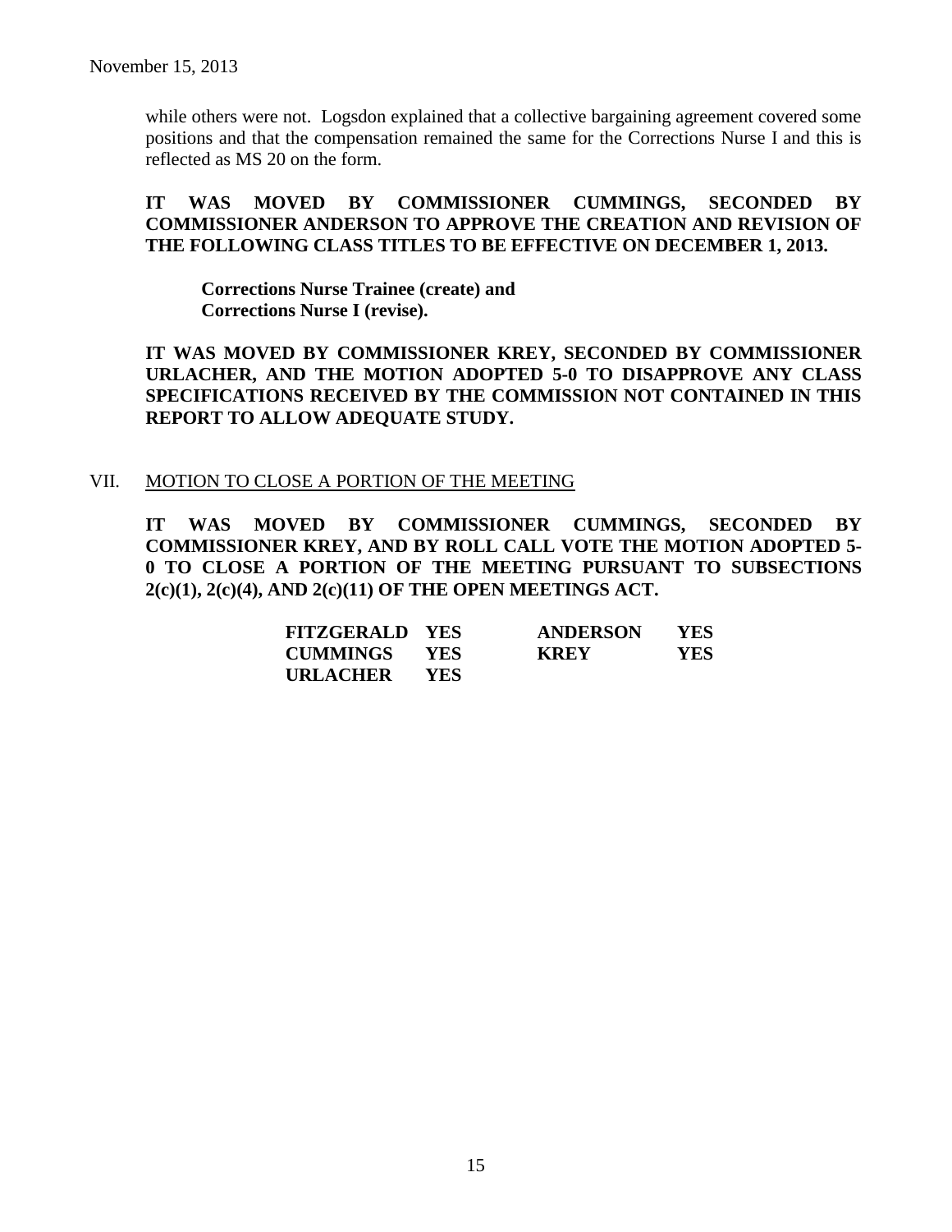while others were not. Logsdon explained that a collective bargaining agreement covered some positions and that the compensation remained the same for the Corrections Nurse I and this is reflected as MS 20 on the form.

**IT WAS MOVED BY COMMISSIONER CUMMINGS, SECONDED BY COMMISSIONER ANDERSON TO APPROVE THE CREATION AND REVISION OF THE FOLLOWING CLASS TITLES TO BE EFFECTIVE ON DECEMBER 1, 2013.**

**Corrections Nurse Trainee (create) and**
**Corrections Nurse I (revise).**

**IT WAS MOVED BY COMMISSIONER KREY, SECONDED BY COMMISSIONER URLACHER, AND THE MOTION ADOPTED 5-0 TO DISAPPROVE ANY CLASS SPECIFICATIONS RECEIVED BY THE COMMISSION NOT CONTAINED IN THIS REPORT TO ALLOW ADEQUATE STUDY.**

## VII. MOTION TO CLOSE A PORTION OF THE MEETING

**IT WAS MOVED BY COMMISSIONER CUMMINGS, SECONDED BY COMMISSIONER KREY, AND BY ROLL CALL VOTE THE MOTION ADOPTED 5-0 TO CLOSE A PORTION OF THE MEETING PURSUANT TO SUBSECTIONS 2(c)(1), 2(c)(4), AND 2(c)(11) OF THE OPEN MEETINGS ACT.**

| | | | |
|---|---|---|---|
| **FITZGERALD** | **YES** | **ANDERSON** | **YES** |
| **CUMMINGS** | **YES** | **KREY** | **YES** |
| **URLACHER** | **YES** | | |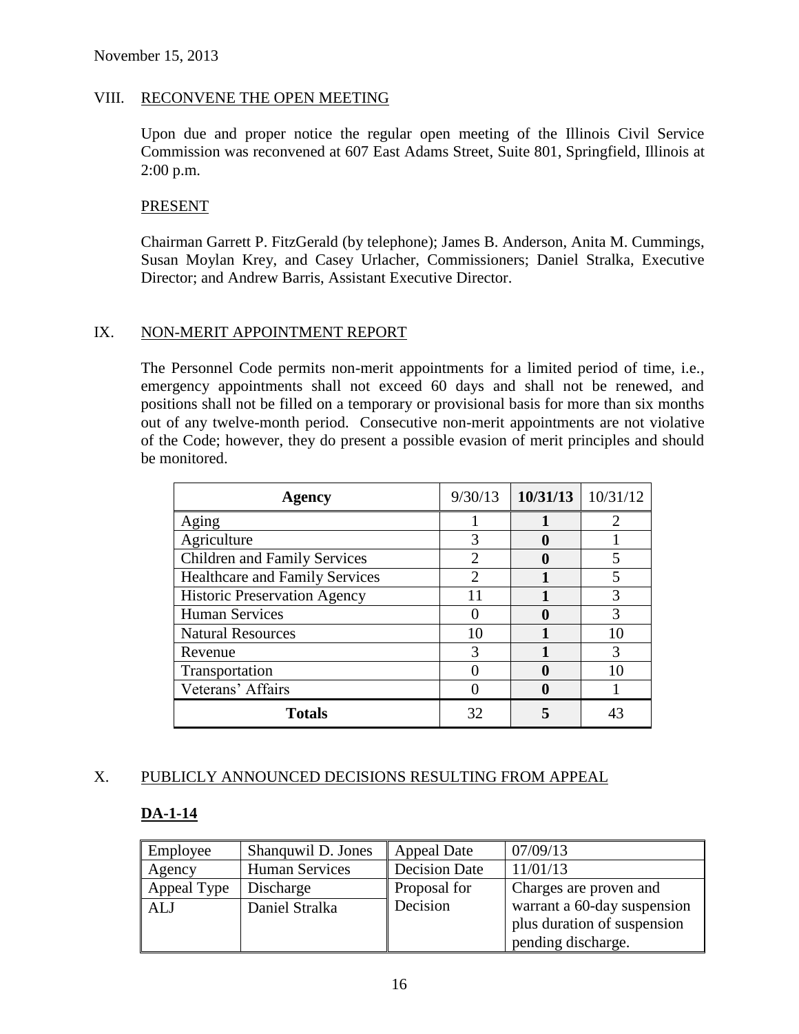November 15, 2013

## VIII. RECONVENE THE OPEN MEETING

Upon due and proper notice the regular open meeting of the Illinois Civil Service Commission was reconvened at 607 East Adams Street, Suite 801, Springfield, Illinois at 2:00 p.m.

### PRESENT

Chairman Garrett P. FitzGerald (by telephone); James B. Anderson, Anita M. Cummings, Susan Moylan Krey, and Casey Urlacher, Commissioners; Daniel Stralka, Executive Director; and Andrew Barris, Assistant Executive Director.

## IX. NON-MERIT APPOINTMENT REPORT

The Personnel Code permits non-merit appointments for a limited period of time, i.e., emergency appointments shall not exceed 60 days and shall not be renewed, and positions shall not be filled on a temporary or provisional basis for more than six months out of any twelve-month period. Consecutive non-merit appointments are not violative of the Code; however, they do present a possible evasion of merit principles and should be monitored.

| Agency | 9/30/13 | **10/31/13** | 10/31/12 |
|---|---|---|---|
| Aging | 1 | **1** | 2 |
| Agriculture | 3 | **0** | 1 |
| Children and Family Services | 2 | **0** | 5 |
| Healthcare and Family Services | 2 | **1** | 5 |
| Historic Preservation Agency | 11 | **1** | 3 |
| Human Services | 0 | **0** | 3 |
| Natural Resources | 10 | **1** | 10 |
| Revenue | 3 | **1** | 3 |
| Transportation | 0 | **0** | 10 |
| Veterans' Affairs | 0 | **0** | 1 |
| **Totals** | 32 | **5** | 43 |

## X. PUBLICLY ANNOUNCED DECISIONS RESULTING FROM APPEAL

### DA-1-14

| Employee | Shanquwil D. Jones | Appeal Date | 07/09/13 |
|---|---|---|---|
| Agency | Human Services | Decision Date | 11/01/13 |
| Appeal Type | Discharge | Proposal for Decision | Charges are proven and warrant a 60-day suspension plus duration of suspension pending discharge. |
| ALJ | Daniel Stralka | | |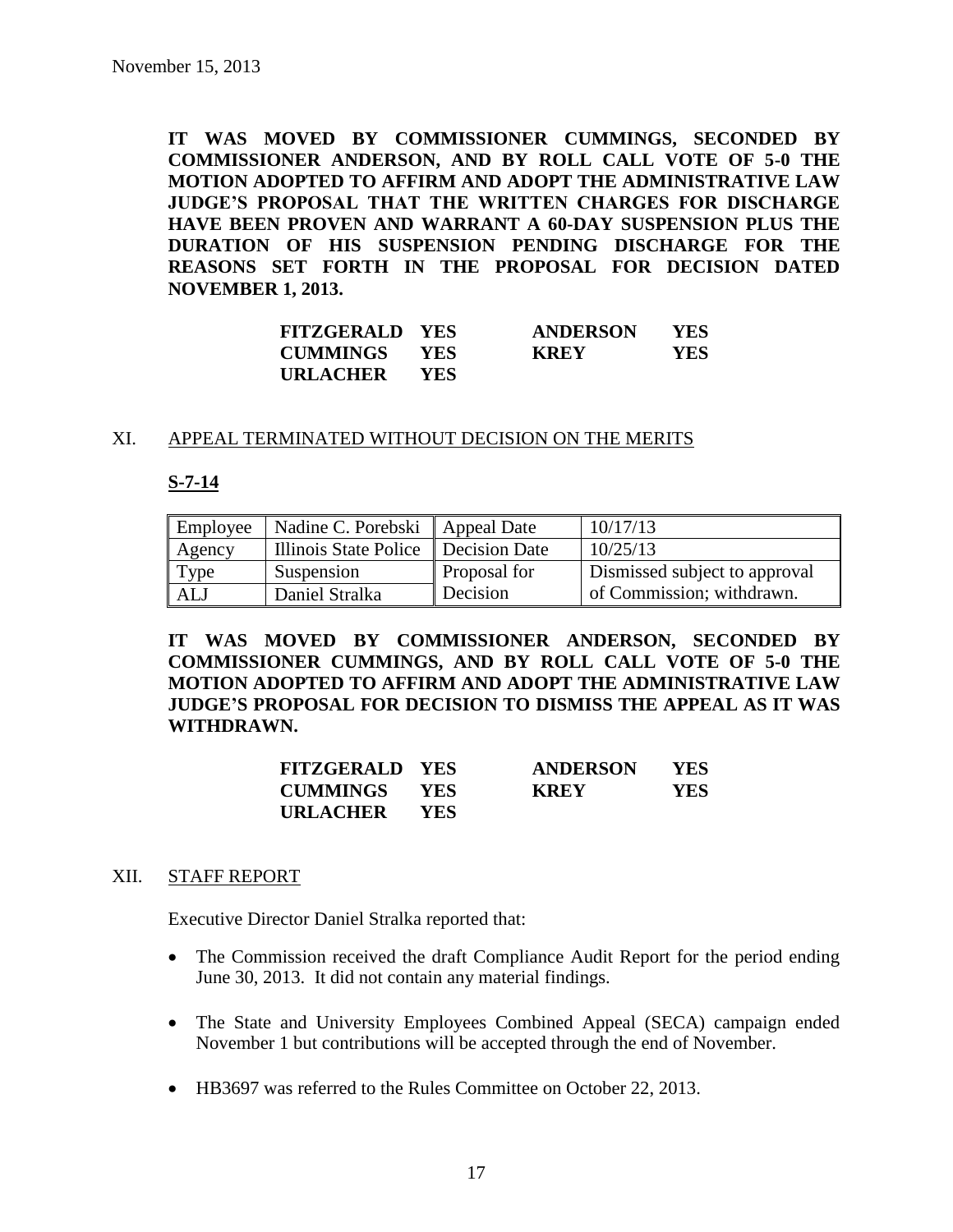November 15, 2013

**IT WAS MOVED BY COMMISSIONER CUMMINGS, SECONDED BY COMMISSIONER ANDERSON, AND BY ROLL CALL VOTE OF 5-0 THE MOTION ADOPTED TO AFFIRM AND ADOPT THE ADMINISTRATIVE LAW JUDGE'S PROPOSAL THAT THE WRITTEN CHARGES FOR DISCHARGE HAVE BEEN PROVEN AND WARRANT A 60-DAY SUSPENSION PLUS THE DURATION OF HIS SUSPENSION PENDING DISCHARGE FOR THE REASONS SET FORTH IN THE PROPOSAL FOR DECISION DATED NOVEMBER 1, 2013.**

| | | | |
|---|---|---|---|
| **FITZGERALD** | **YES** | **ANDERSON** | **YES** |
| **CUMMINGS** | **YES** | **KREY** | **YES** |
| **URLACHER** | **YES** | | |

## XI. APPEAL TERMINATED WITHOUT DECISION ON THE MERITS

**S-7-14**

| | | | |
|---|---|---|---|
| Employee | Nadine C. Porebski | Appeal Date | 10/17/13 |
| Agency | Illinois State Police | Decision Date | 10/25/13 |
| Type | Suspension | Proposal for Decision | Dismissed subject to approval of Commission; withdrawn. |
| ALJ | Daniel Stralka | | |

**IT WAS MOVED BY COMMISSIONER ANDERSON, SECONDED BY COMMISSIONER CUMMINGS, AND BY ROLL CALL VOTE OF 5-0 THE MOTION ADOPTED TO AFFIRM AND ADOPT THE ADMINISTRATIVE LAW JUDGE'S PROPOSAL FOR DECISION TO DISMISS THE APPEAL AS IT WAS WITHDRAWN.**

| | | | |
|---|---|---|---|
| **FITZGERALD** | **YES** | **ANDERSON** | **YES** |
| **CUMMINGS** | **YES** | **KREY** | **YES** |
| **URLACHER** | **YES** | | |

## XII. STAFF REPORT

Executive Director Daniel Stralka reported that:

- The Commission received the draft Compliance Audit Report for the period ending June 30, 2013. It did not contain any material findings.
- The State and University Employees Combined Appeal (SECA) campaign ended November 1 but contributions will be accepted through the end of November.
- HB3697 was referred to the Rules Committee on October 22, 2013.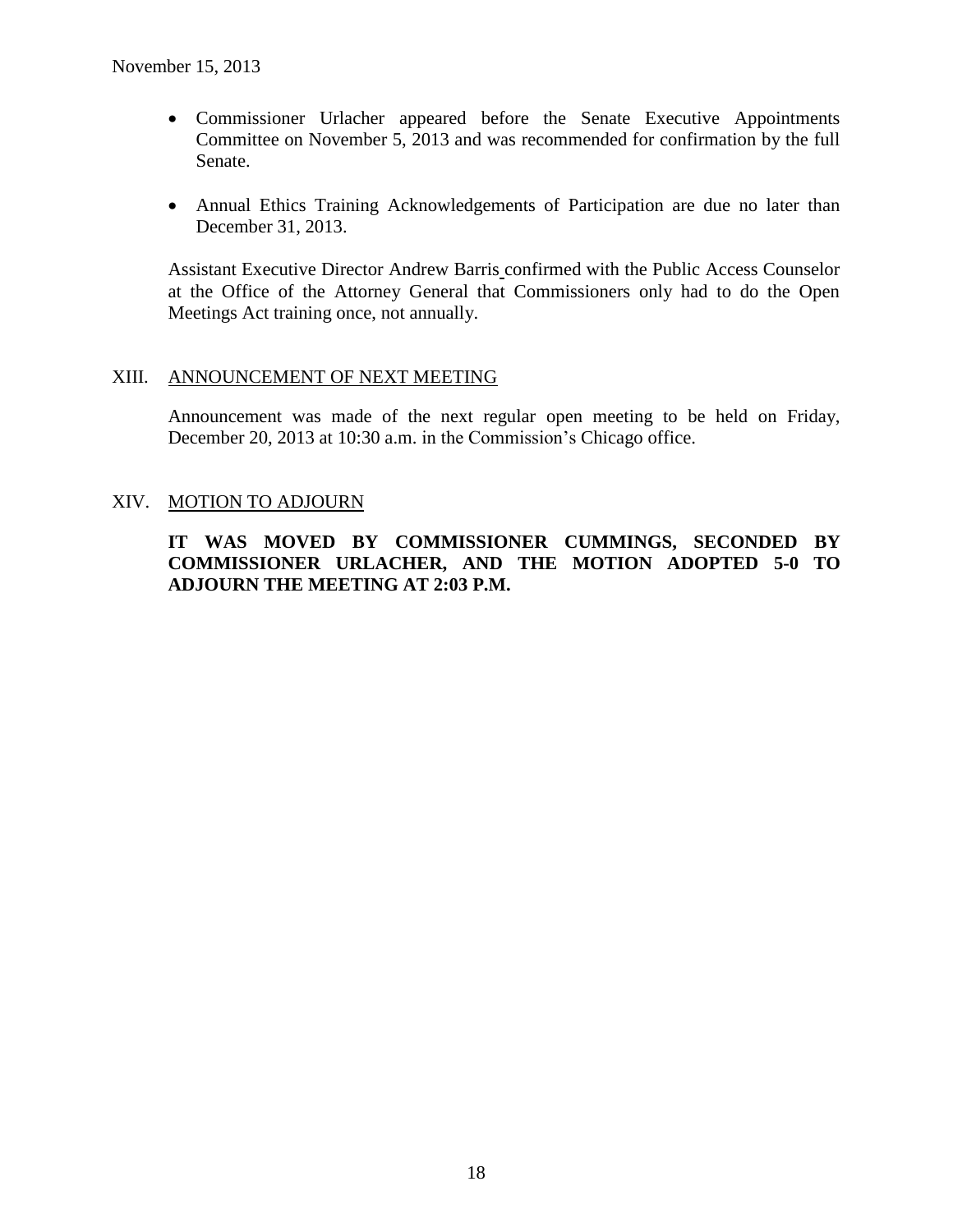- Commissioner Urlacher appeared before the Senate Executive Appointments Committee on November 5, 2013 and was recommended for confirmation by the full Senate.
- Annual Ethics Training Acknowledgements of Participation are due no later than December 31, 2013.

Assistant Executive Director Andrew Barris confirmed with the Public Access Counselor at the Office of the Attorney General that Commissioners only had to do the Open Meetings Act training once, not annually.

## XIII. ANNOUNCEMENT OF NEXT MEETING

Announcement was made of the next regular open meeting to be held on Friday, December 20, 2013 at 10:30 a.m. in the Commission's Chicago office.

## XIV. MOTION TO ADJOURN

**IT WAS MOVED BY COMMISSIONER CUMMINGS, SECONDED BY COMMISSIONER URLACHER, AND THE MOTION ADOPTED 5-0 TO ADJOURN THE MEETING AT 2:03 P.M.**